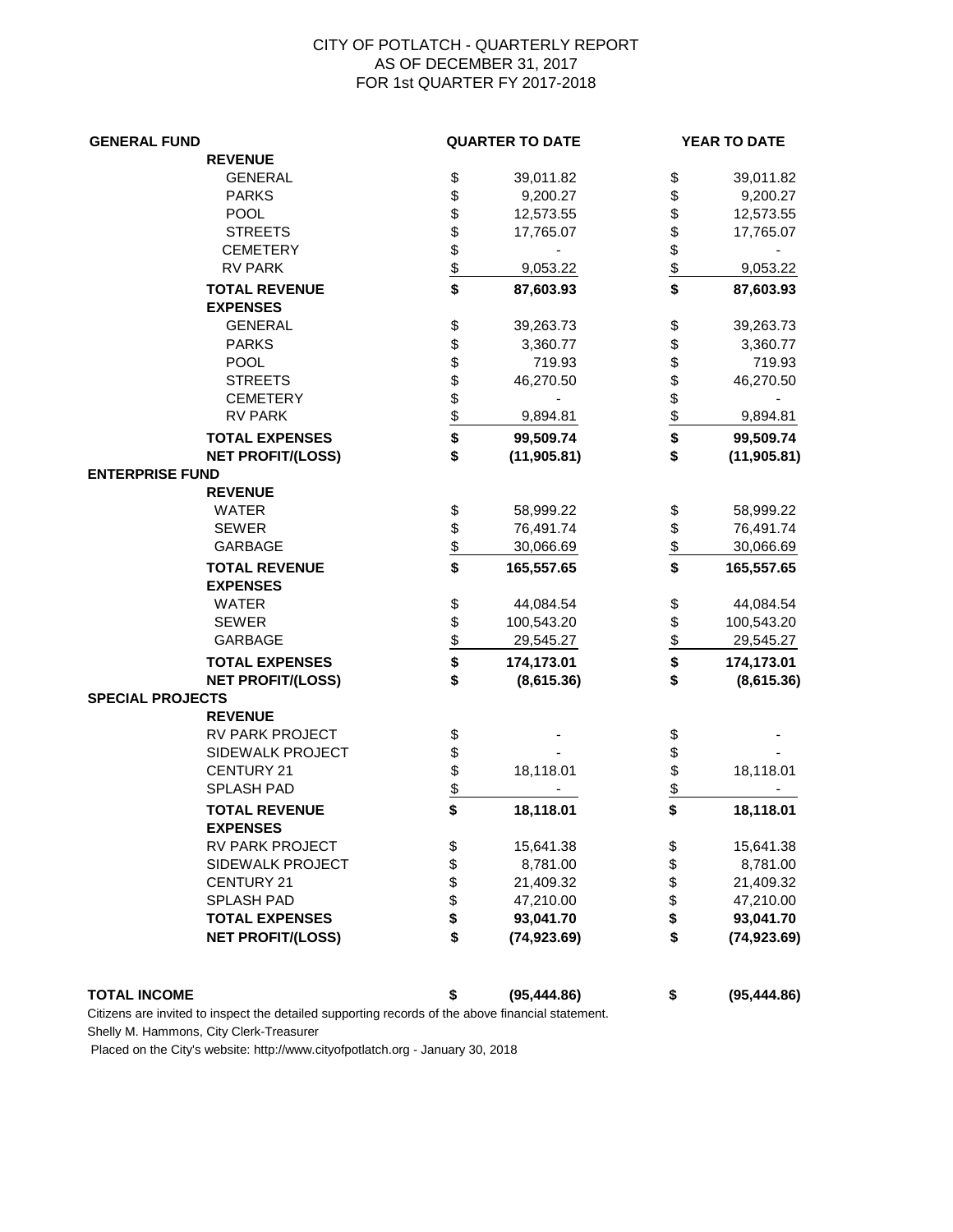# CITY OF POTLATCH - QUARTERLY REPORT
## AS OF DECEMBER 31, 2017
## FOR 1st QUARTER FY 2017-2018

| | | QUARTER TO DATE | | YEAR TO DATE |
|---|---|---|---|---|
| **GENERAL FUND** | | | | |
| **REVENUE** | | | | |
| GENERAL | $ | 39,011.82 | $ | 39,011.82 |
| PARKS | $ | 9,200.27 | $ | 9,200.27 |
| POOL | $ | 12,573.55 | $ | 12,573.55 |
| STREETS | $ | 17,765.07 | $ | 17,765.07 |
| CEMETERY | $ | - | $ | - |
| RV PARK | $ | 9,053.22 | $ | 9,053.22 |
| **TOTAL REVENUE** | **$** | **87,603.93** | **$** | **87,603.93** |
| **EXPENSES** | | | | |
| GENERAL | $ | 39,263.73 | $ | 39,263.73 |
| PARKS | $ | 3,360.77 | $ | 3,360.77 |
| POOL | $ | 719.93 | $ | 719.93 |
| STREETS | $ | 46,270.50 | $ | 46,270.50 |
| CEMETERY | $ | - | $ | - |
| RV PARK | $ | 9,894.81 | $ | 9,894.81 |
| **TOTAL EXPENSES** | **$** | **99,509.74** | **$** | **99,509.74** |
| **NET PROFIT/(LOSS)** | **$** | **(11,905.81)** | **$** | **(11,905.81)** |
| **ENTERPRISE FUND** | | | | |
| **REVENUE** | | | | |
| WATER | $ | 58,999.22 | $ | 58,999.22 |
| SEWER | $ | 76,491.74 | $ | 76,491.74 |
| GARBAGE | $ | 30,066.69 | $ | 30,066.69 |
| **TOTAL REVENUE** | **$** | **165,557.65** | **$** | **165,557.65** |
| **EXPENSES** | | | | |
| WATER | $ | 44,084.54 | $ | 44,084.54 |
| SEWER | $ | 100,543.20 | $ | 100,543.20 |
| GARBAGE | $ | 29,545.27 | $ | 29,545.27 |
| **TOTAL EXPENSES** | **$** | **174,173.01** | **$** | **174,173.01** |
| **NET PROFIT/(LOSS)** | **$** | **(8,615.36)** | **$** | **(8,615.36)** |
| **SPECIAL PROJECTS** | | | | |
| **REVENUE** | | | | |
| RV PARK PROJECT | $ | - | $ | - |
| SIDEWALK PROJECT | $ | - | $ | - |
| CENTURY 21 | $ | 18,118.01 | $ | 18,118.01 |
| SPLASH PAD | $ | - | $ | - |
| **TOTAL REVENUE** | **$** | **18,118.01** | **$** | **18,118.01** |
| **EXPENSES** | | | | |
| RV PARK PROJECT | $ | 15,641.38 | $ | 15,641.38 |
| SIDEWALK PROJECT | $ | 8,781.00 | $ | 8,781.00 |
| CENTURY 21 | $ | 21,409.32 | $ | 21,409.32 |
| SPLASH PAD | $ | 47,210.00 | $ | 47,210.00 |
| **TOTAL EXPENSES** | **$** | **93,041.70** | **$** | **93,041.70** |
| **NET PROFIT/(LOSS)** | **$** | **(74,923.69)** | **$** | **(74,923.69)** |
| | | | | |
| **TOTAL INCOME** | **$** | **(95,444.86)** | **$** | **(95,444.86)** |

Citizens are invited to inspect the detailed supporting records of the above financial statement.

Shelly M. Hammons, City Clerk-Treasurer

Placed on the City's website: http://www.cityofpotlatch.org - January 30, 2018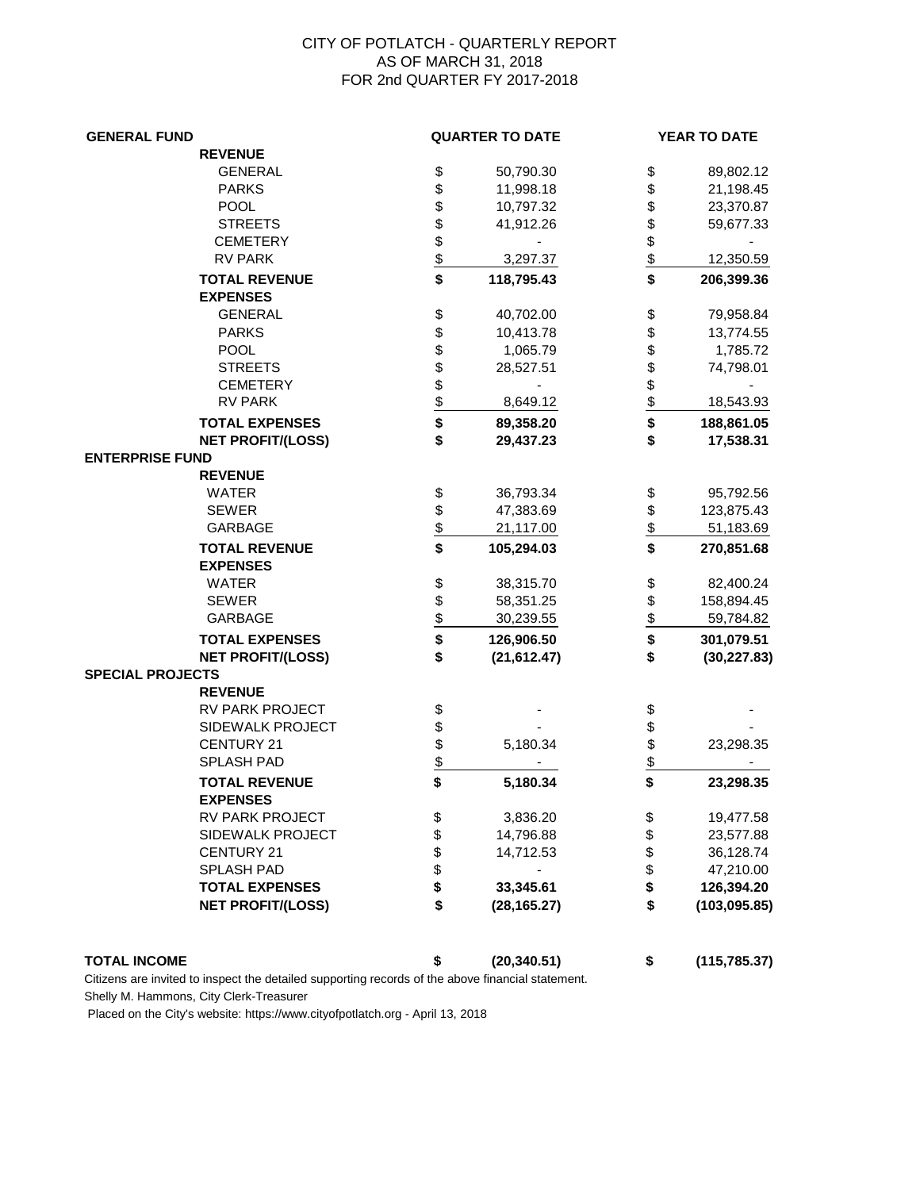# CITY OF POTLATCH - QUARTERLY REPORT
## AS OF MARCH 31, 2018
## FOR 2nd QUARTER FY 2017-2018

| GENERAL FUND | | QUARTER TO DATE | | YEAR TO DATE |
|---|---|---|---|---|
| **REVENUE** | | | | |
| GENERAL | $ | 50,790.30 | $ | 89,802.12 |
| PARKS | $ | 11,998.18 | $ | 21,198.45 |
| POOL | $ | 10,797.32 | $ | 23,370.87 |
| STREETS | $ | 41,912.26 | $ | 59,677.33 |
| CEMETERY | $ | - | $ | - |
| RV PARK | $ | 3,297.37 | $ | 12,350.59 |
| **TOTAL REVENUE** | **$** | **118,795.43** | **$** | **206,399.36** |
| **EXPENSES** | | | | |
| GENERAL | $ | 40,702.00 | $ | 79,958.84 |
| PARKS | $ | 10,413.78 | $ | 13,774.55 |
| POOL | $ | 1,065.79 | $ | 1,785.72 |
| STREETS | $ | 28,527.51 | $ | 74,798.01 |
| CEMETERY | $ | - | $ | - |
| RV PARK | $ | 8,649.12 | $ | 18,543.93 |
| **TOTAL EXPENSES** | **$** | **89,358.20** | **$** | **188,861.05** |
| **NET PROFIT/(LOSS)** | **$** | **29,437.23** | **$** | **17,538.31** |
| **ENTERPRISE FUND** | | | | |
| **REVENUE** | | | | |
| WATER | $ | 36,793.34 | $ | 95,792.56 |
| SEWER | $ | 47,383.69 | $ | 123,875.43 |
| GARBAGE | $ | 21,117.00 | $ | 51,183.69 |
| **TOTAL REVENUE** | **$** | **105,294.03** | **$** | **270,851.68** |
| **EXPENSES** | | | | |
| WATER | $ | 38,315.70 | $ | 82,400.24 |
| SEWER | $ | 58,351.25 | $ | 158,894.45 |
| GARBAGE | $ | 30,239.55 | $ | 59,784.82 |
| **TOTAL EXPENSES** | **$** | **126,906.50** | **$** | **301,079.51** |
| **NET PROFIT/(LOSS)** | **$** | **(21,612.47)** | **$** | **(30,227.83)** |
| **SPECIAL PROJECTS** | | | | |
| **REVENUE** | | | | |
| RV PARK PROJECT | $ | - | $ | - |
| SIDEWALK PROJECT | $ | - | $ | - |
| CENTURY 21 | $ | 5,180.34 | $ | 23,298.35 |
| SPLASH PAD | $ | - | $ | - |
| **TOTAL REVENUE** | **$** | **5,180.34** | **$** | **23,298.35** |
| **EXPENSES** | | | | |
| RV PARK PROJECT | $ | 3,836.20 | $ | 19,477.58 |
| SIDEWALK PROJECT | $ | 14,796.88 | $ | 23,577.88 |
| CENTURY 21 | $ | 14,712.53 | $ | 36,128.74 |
| SPLASH PAD | $ | - | $ | 47,210.00 |
| **TOTAL EXPENSES** | **$** | **33,345.61** | **$** | **126,394.20** |
| **NET PROFIT/(LOSS)** | **$** | **(28,165.27)** | **$** | **(103,095.85)** |
| | | | | |
| **TOTAL INCOME** | **$** | **(20,340.51)** | **$** | **(115,785.37)** |

Citizens are invited to inspect the detailed supporting records of the above financial statement.

Shelly M. Hammons, City Clerk-Treasurer

Placed on the City's website: https://www.cityofpotlatch.org - April 13, 2018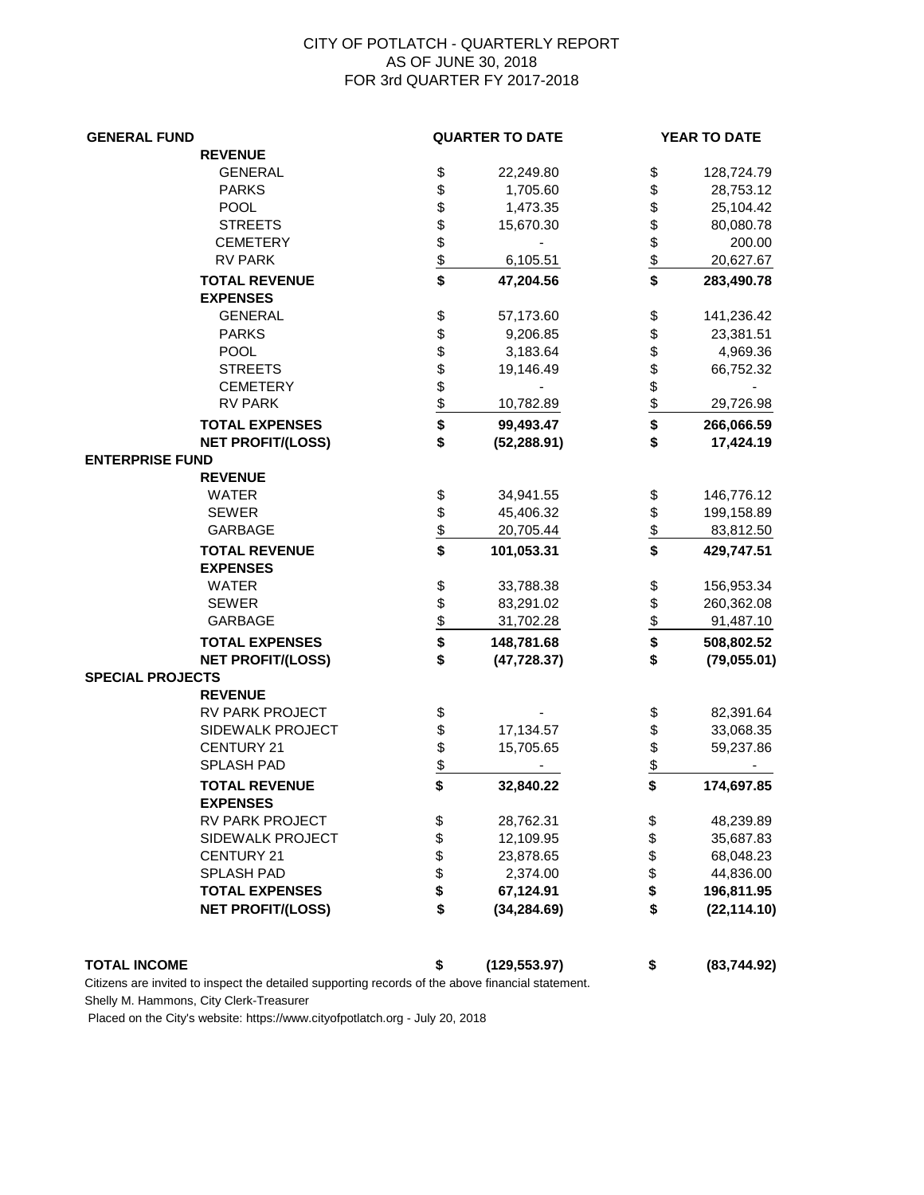# CITY OF POTLATCH - QUARTERLY REPORT
## AS OF JUNE 30, 2018
## FOR 3rd QUARTER FY 2017-2018

| | | QUARTER TO DATE | YEAR TO DATE |
|---|---|---|---|
| **GENERAL FUND** | | | |
| | **REVENUE** | | |
| | GENERAL | $ 22,249.80 | $ 128,724.79 |
| | PARKS | $ 1,705.60 | $ 28,753.12 |
| | POOL | $ 1,473.35 | $ 25,104.42 |
| | STREETS | $ 15,670.30 | $ 80,080.78 |
| | CEMETERY | $ - | $ 200.00 |
| | RV PARK | $ 6,105.51 | $ 20,627.67 |
| | **TOTAL REVENUE** | **$ 47,204.56** | **$ 283,490.78** |
| | **EXPENSES** | | |
| | GENERAL | $ 57,173.60 | $ 141,236.42 |
| | PARKS | $ 9,206.85 | $ 23,381.51 |
| | POOL | $ 3,183.64 | $ 4,969.36 |
| | STREETS | $ 19,146.49 | $ 66,752.32 |
| | CEMETERY | $ - | $ - |
| | RV PARK | $ 10,782.89 | $ 29,726.98 |
| | **TOTAL EXPENSES** | **$ 99,493.47** | **$ 266,066.59** |
| | **NET PROFIT/(LOSS)** | **$ (52,288.91)** | **$ 17,424.19** |
| **ENTERPRISE FUND** | | | |
| | **REVENUE** | | |
| | WATER | $ 34,941.55 | $ 146,776.12 |
| | SEWER | $ 45,406.32 | $ 199,158.89 |
| | GARBAGE | $ 20,705.44 | $ 83,812.50 |
| | **TOTAL REVENUE** | **$ 101,053.31** | **$ 429,747.51** |
| | **EXPENSES** | | |
| | WATER | $ 33,788.38 | $ 156,953.34 |
| | SEWER | $ 83,291.02 | $ 260,362.08 |
| | GARBAGE | $ 31,702.28 | $ 91,487.10 |
| | **TOTAL EXPENSES** | **$ 148,781.68** | **$ 508,802.52** |
| | **NET PROFIT/(LOSS)** | **$ (47,728.37)** | **$ (79,055.01)** |
| **SPECIAL PROJECTS** | | | |
| | **REVENUE** | | |
| | RV PARK PROJECT | $ - | $ 82,391.64 |
| | SIDEWALK PROJECT | $ 17,134.57 | $ 33,068.35 |
| | CENTURY 21 | $ 15,705.65 | $ 59,237.86 |
| | SPLASH PAD | $ - | $ - |
| | **TOTAL REVENUE** | **$ 32,840.22** | **$ 174,697.85** |
| | **EXPENSES** | | |
| | RV PARK PROJECT | $ 28,762.31 | $ 48,239.89 |
| | SIDEWALK PROJECT | $ 12,109.95 | $ 35,687.83 |
| | CENTURY 21 | $ 23,878.65 | $ 68,048.23 |
| | SPLASH PAD | $ 2,374.00 | $ 44,836.00 |
| | **TOTAL EXPENSES** | **$ 67,124.91** | **$ 196,811.95** |
| | **NET PROFIT/(LOSS)** | **$ (34,284.69)** | **$ (22,114.10)** |
| **TOTAL INCOME** | | **$ (129,553.97)** | **$ (83,744.92)** |

Citizens are invited to inspect the detailed supporting records of the above financial statement.

Shelly M. Hammons, City Clerk-Treasurer

Placed on the City's website: https://www.cityofpotlatch.org - July 20, 2018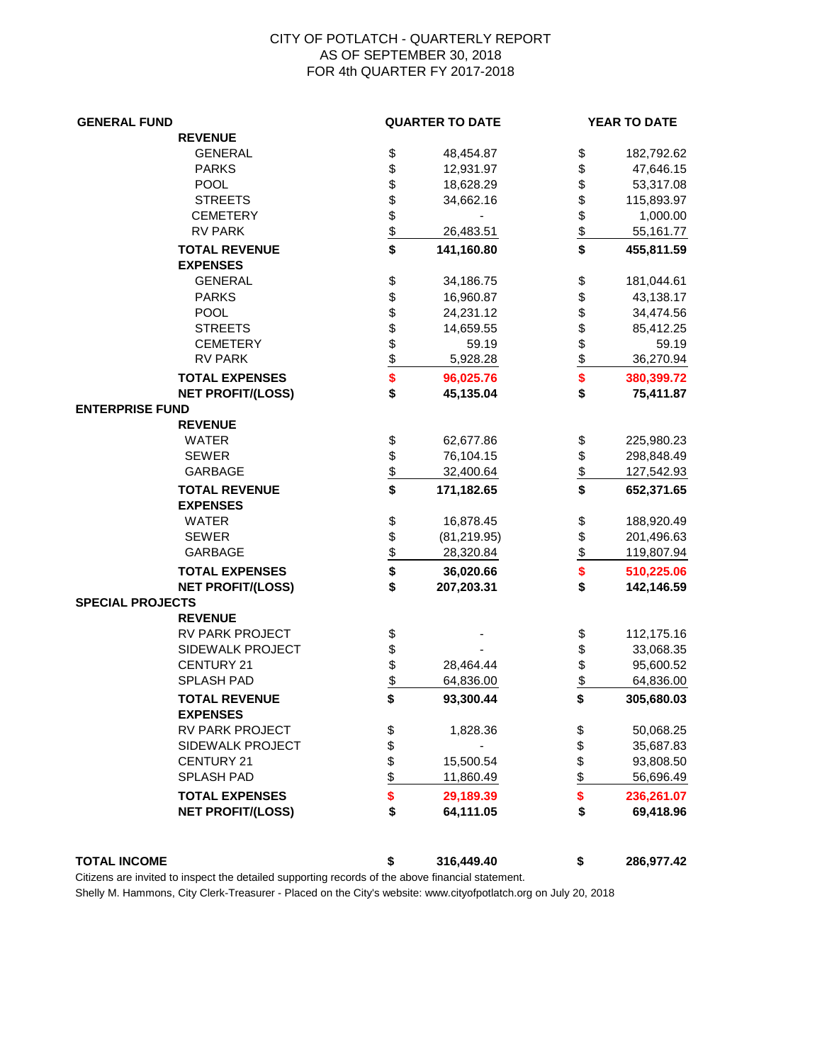CITY OF POTLATCH - QUARTERLY REPORT
AS OF SEPTEMBER 30, 2018
FOR 4th QUARTER FY 2017-2018

| | | QUARTER TO DATE | YEAR TO DATE |
|---|---|---|---|
| **GENERAL FUND** | | | |
| | **REVENUE** | | |
| | GENERAL | $ 48,454.87 | $ 182,792.62 |
| | PARKS | $ 12,931.97 | $ 47,646.15 |
| | POOL | $ 18,628.29 | $ 53,317.08 |
| | STREETS | $ 34,662.16 | $ 115,893.97 |
| | CEMETERY | $ - | $ 1,000.00 |
| | RV PARK | $ 26,483.51 | $ 55,161.77 |
| | **TOTAL REVENUE** | **$ 141,160.80** | **$ 455,811.59** |
| | **EXPENSES** | | |
| | GENERAL | $ 34,186.75 | $ 181,044.61 |
| | PARKS | $ 16,960.87 | $ 43,138.17 |
| | POOL | $ 24,231.12 | $ 34,474.56 |
| | STREETS | $ 14,659.55 | $ 85,412.25 |
| | CEMETERY | $ 59.19 | $ 59.19 |
| | RV PARK | $ 5,928.28 | $ 36,270.94 |
| | **TOTAL EXPENSES** | **$ 96,025.76** | **$ 380,399.72** |
| | **NET PROFIT/(LOSS)** | **$ 45,135.04** | **$ 75,411.87** |
| **ENTERPRISE FUND** | | | |
| | **REVENUE** | | |
| | WATER | $ 62,677.86 | $ 225,980.23 |
| | SEWER | $ 76,104.15 | $ 298,848.49 |
| | GARBAGE | $ 32,400.64 | $ 127,542.93 |
| | **TOTAL REVENUE** | **$ 171,182.65** | **$ 652,371.65** |
| | **EXPENSES** | | |
| | WATER | $ 16,878.45 | $ 188,920.49 |
| | SEWER | $ (81,219.95) | $ 201,496.63 |
| | GARBAGE | $ 28,320.84 | $ 119,807.94 |
| | **TOTAL EXPENSES** | **$ 36,020.66** | **$ 510,225.06** |
| | **NET PROFIT/(LOSS)** | **$ 207,203.31** | **$ 142,146.59** |
| **SPECIAL PROJECTS** | | | |
| | **REVENUE** | | |
| | RV PARK PROJECT | $ - | $ 112,175.16 |
| | SIDEWALK PROJECT | $ - | $ 33,068.35 |
| | CENTURY 21 | $ 28,464.44 | $ 95,600.52 |
| | SPLASH PAD | $ 64,836.00 | $ 64,836.00 |
| | **TOTAL REVENUE** | **$ 93,300.44** | **$ 305,680.03** |
| | **EXPENSES** | | |
| | RV PARK PROJECT | $ 1,828.36 | $ 50,068.25 |
| | SIDEWALK PROJECT | $ - | $ 35,687.83 |
| | CENTURY 21 | $ 15,500.54 | $ 93,808.50 |
| | SPLASH PAD | $ 11,860.49 | $ 56,696.49 |
| | **TOTAL EXPENSES** | **$ 29,189.39** | **$ 236,261.07** |
| | **NET PROFIT/(LOSS)** | **$ 64,111.05** | **$ 69,418.96** |
| **TOTAL INCOME** | | **$ 316,449.40** | **$ 286,977.42** |

Citizens are invited to inspect the detailed supporting records of the above financial statement.

Shelly M. Hammons, City Clerk-Treasurer - Placed on the City's website: www.cityofpotlatch.org on July 20, 2018